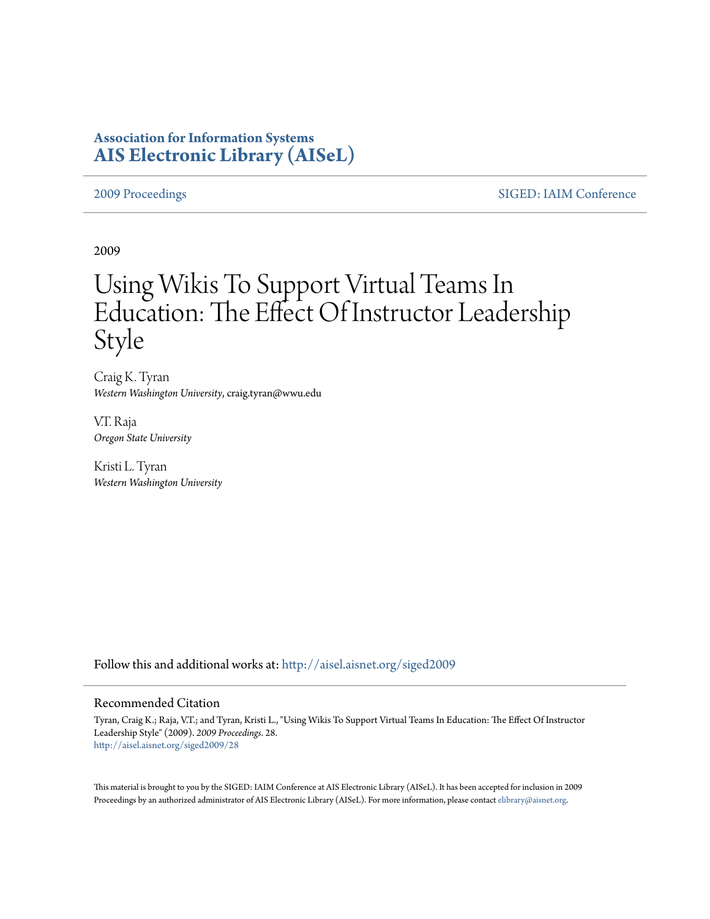**Association for Information Systems**
**AIS Electronic Library (AISeL)**

2009 Proceedings | SIGED: IAIM Conference

2009

# Using Wikis To Support Virtual Teams In Education: The Effect Of Instructor Leadership Style

Craig K. Tyran
*Western Washington University*, craig.tyran@wwu.edu

V.T. Raja
*Oregon State University*

Kristi L. Tyran
*Western Washington University*

Follow this and additional works at: http://aisel.aisnet.org/siged2009

## Recommended Citation

Tyran, Craig K.; Raja, V.T.; and Tyran, Kristi L., "Using Wikis To Support Virtual Teams In Education: The Effect Of Instructor Leadership Style" (2009). *2009 Proceedings*. 28.
http://aisel.aisnet.org/siged2009/28

This material is brought to you by the SIGED: IAIM Conference at AIS Electronic Library (AISeL). It has been accepted for inclusion in 2009 Proceedings by an authorized administrator of AIS Electronic Library (AISeL). For more information, please contact elibrary@aisnet.org.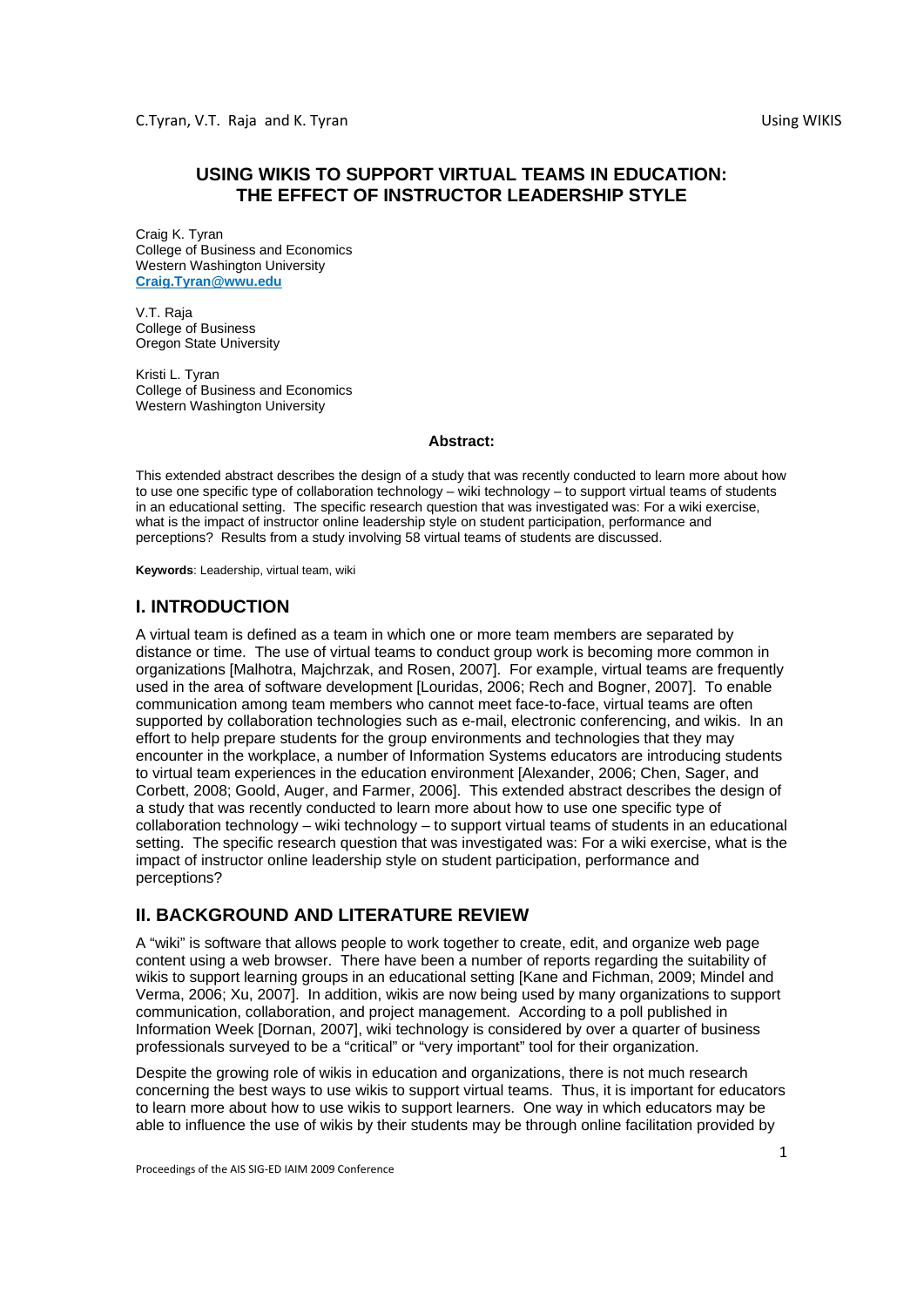# USING WIKIS TO SUPPORT VIRTUAL TEAMS IN EDUCATION: THE EFFECT OF INSTRUCTOR LEADERSHIP STYLE

Craig K. Tyran
College of Business and Economics
Western Washington University
**Craig.Tyran@wwu.edu**

V.T. Raja
College of Business
Oregon State University

Kristi L. Tyran
College of Business and Economics
Western Washington University

**Abstract:**

This extended abstract describes the design of a study that was recently conducted to learn more about how to use one specific type of collaboration technology – wiki technology – to support virtual teams of students in an educational setting. The specific research question that was investigated was: For a wiki exercise, what is the impact of instructor online leadership style on student participation, performance and perceptions? Results from a study involving 58 virtual teams of students are discussed.

**Keywords**: Leadership, virtual team, wiki

## I. INTRODUCTION

A virtual team is defined as a team in which one or more team members are separated by distance or time. The use of virtual teams to conduct group work is becoming more common in organizations [Malhotra, Majchrzak, and Rosen, 2007]. For example, virtual teams are frequently used in the area of software development [Louridas, 2006; Rech and Bogner, 2007]. To enable communication among team members who cannot meet face-to-face, virtual teams are often supported by collaboration technologies such as e-mail, electronic conferencing, and wikis. In an effort to help prepare students for the group environments and technologies that they may encounter in the workplace, a number of Information Systems educators are introducing students to virtual team experiences in the education environment [Alexander, 2006; Chen, Sager, and Corbett, 2008; Goold, Auger, and Farmer, 2006]. This extended abstract describes the design of a study that was recently conducted to learn more about how to use one specific type of collaboration technology – wiki technology – to support virtual teams of students in an educational setting. The specific research question that was investigated was: For a wiki exercise, what is the impact of instructor online leadership style on student participation, performance and perceptions?

## II. BACKGROUND AND LITERATURE REVIEW

A "wiki" is software that allows people to work together to create, edit, and organize web page content using a web browser. There have been a number of reports regarding the suitability of wikis to support learning groups in an educational setting [Kane and Fichman, 2009; Mindel and Verma, 2006; Xu, 2007]. In addition, wikis are now being used by many organizations to support communication, collaboration, and project management. According to a poll published in Information Week [Dornan, 2007], wiki technology is considered by over a quarter of business professionals surveyed to be a "critical" or "very important" tool for their organization.

Despite the growing role of wikis in education and organizations, there is not much research concerning the best ways to use wikis to support virtual teams. Thus, it is important for educators to learn more about how to use wikis to support learners. One way in which educators may be able to influence the use of wikis by their students may be through online facilitation provided by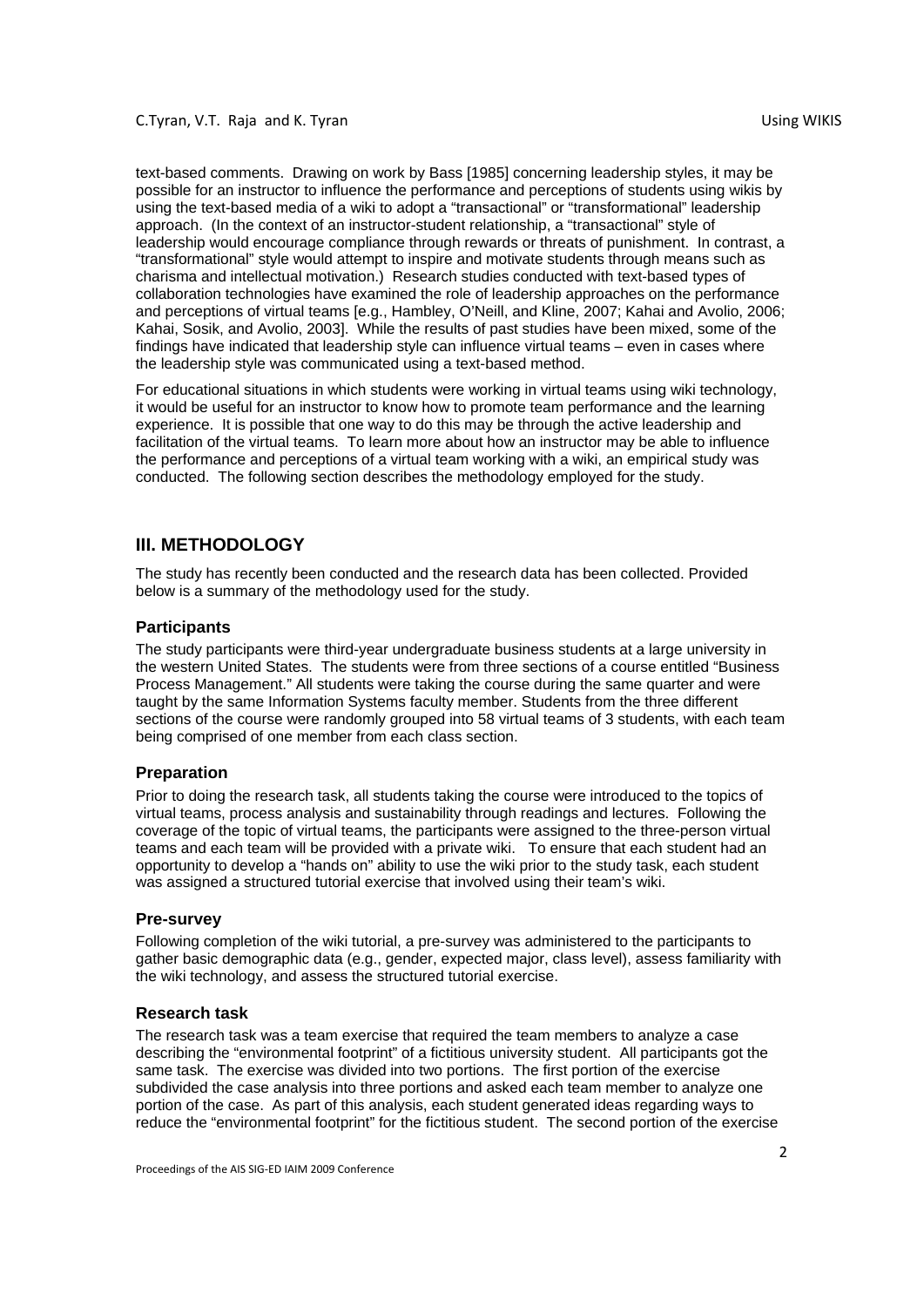text-based comments. Drawing on work by Bass [1985] concerning leadership styles, it may be possible for an instructor to influence the performance and perceptions of students using wikis by using the text-based media of a wiki to adopt a "transactional" or "transformational" leadership approach. (In the context of an instructor-student relationship, a "transactional" style of leadership would encourage compliance through rewards or threats of punishment. In contrast, a "transformational" style would attempt to inspire and motivate students through means such as charisma and intellectual motivation.) Research studies conducted with text-based types of collaboration technologies have examined the role of leadership approaches on the performance and perceptions of virtual teams [e.g., Hambley, O'Neill, and Kline, 2007; Kahai and Avolio, 2006; Kahai, Sosik, and Avolio, 2003]. While the results of past studies have been mixed, some of the findings have indicated that leadership style can influence virtual teams – even in cases where the leadership style was communicated using a text-based method.

For educational situations in which students were working in virtual teams using wiki technology, it would be useful for an instructor to know how to promote team performance and the learning experience. It is possible that one way to do this may be through the active leadership and facilitation of the virtual teams. To learn more about how an instructor may be able to influence the performance and perceptions of a virtual team working with a wiki, an empirical study was conducted. The following section describes the methodology employed for the study.

## III. METHODOLOGY

The study has recently been conducted and the research data has been collected. Provided below is a summary of the methodology used for the study.

### Participants

The study participants were third-year undergraduate business students at a large university in the western United States. The students were from three sections of a course entitled "Business Process Management." All students were taking the course during the same quarter and were taught by the same Information Systems faculty member. Students from the three different sections of the course were randomly grouped into 58 virtual teams of 3 students, with each team being comprised of one member from each class section.

### Preparation

Prior to doing the research task, all students taking the course were introduced to the topics of virtual teams, process analysis and sustainability through readings and lectures. Following the coverage of the topic of virtual teams, the participants were assigned to the three-person virtual teams and each team will be provided with a private wiki. To ensure that each student had an opportunity to develop a "hands on" ability to use the wiki prior to the study task, each student was assigned a structured tutorial exercise that involved using their team's wiki.

### Pre-survey

Following completion of the wiki tutorial, a pre-survey was administered to the participants to gather basic demographic data (e.g., gender, expected major, class level), assess familiarity with the wiki technology, and assess the structured tutorial exercise.

### Research task

The research task was a team exercise that required the team members to analyze a case describing the "environmental footprint" of a fictitious university student. All participants got the same task. The exercise was divided into two portions. The first portion of the exercise subdivided the case analysis into three portions and asked each team member to analyze one portion of the case. As part of this analysis, each student generated ideas regarding ways to reduce the "environmental footprint" for the fictitious student. The second portion of the exercise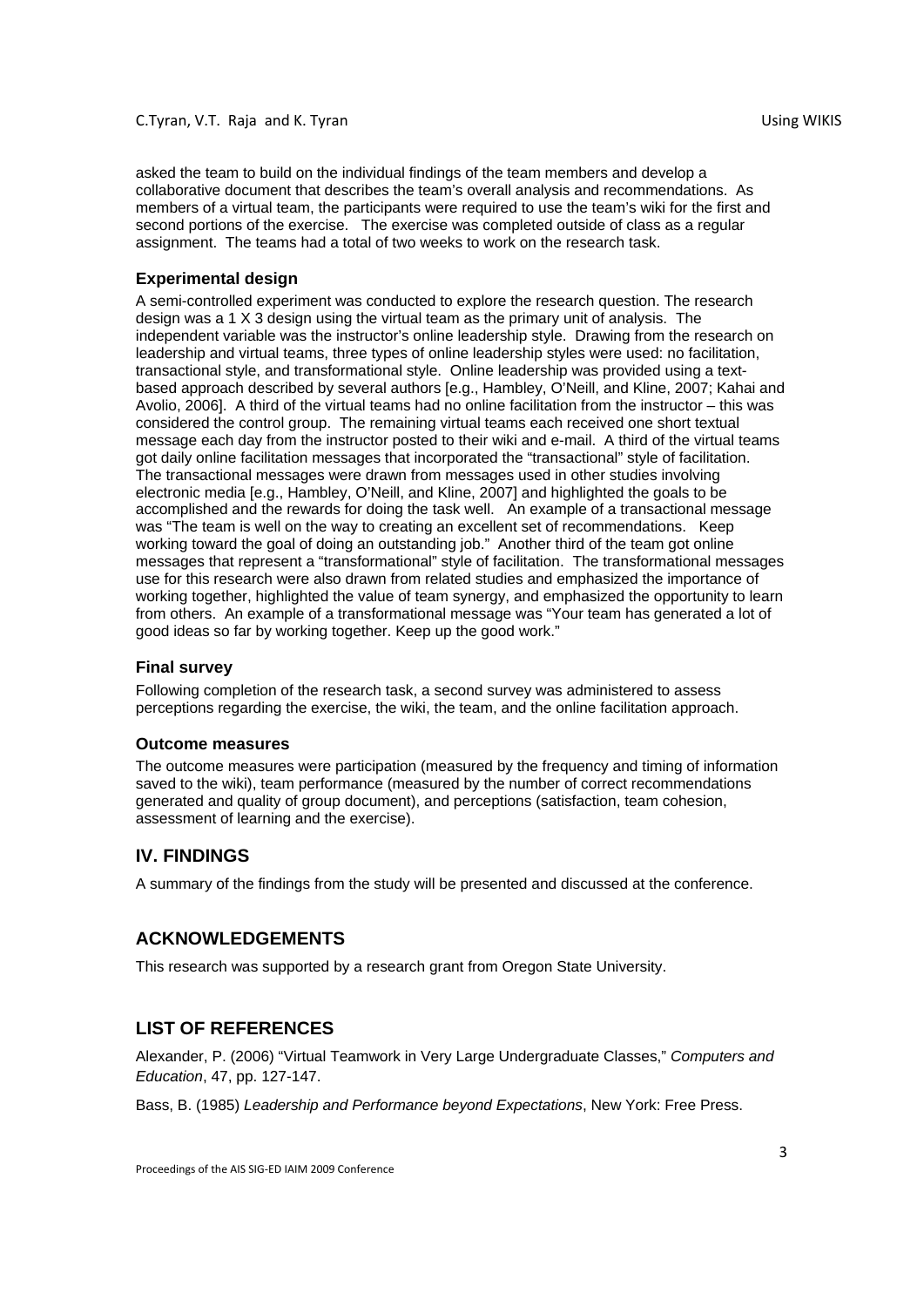asked the team to build on the individual findings of the team members and develop a collaborative document that describes the team's overall analysis and recommendations. As members of a virtual team, the participants were required to use the team's wiki for the first and second portions of the exercise. The exercise was completed outside of class as a regular assignment. The teams had a total of two weeks to work on the research task.

### Experimental design

A semi-controlled experiment was conducted to explore the research question. The research design was a 1 X 3 design using the virtual team as the primary unit of analysis. The independent variable was the instructor's online leadership style. Drawing from the research on leadership and virtual teams, three types of online leadership styles were used: no facilitation, transactional style, and transformational style. Online leadership was provided using a text-based approach described by several authors [e.g., Hambley, O'Neill, and Kline, 2007; Kahai and Avolio, 2006]. A third of the virtual teams had no online facilitation from the instructor – this was considered the control group. The remaining virtual teams each received one short textual message each day from the instructor posted to their wiki and e-mail. A third of the virtual teams got daily online facilitation messages that incorporated the "transactional" style of facilitation. The transactional messages were drawn from messages used in other studies involving electronic media [e.g., Hambley, O'Neill, and Kline, 2007] and highlighted the goals to be accomplished and the rewards for doing the task well. An example of a transactional message was "The team is well on the way to creating an excellent set of recommendations. Keep working toward the goal of doing an outstanding job." Another third of the team got online messages that represent a "transformational" style of facilitation. The transformational messages use for this research were also drawn from related studies and emphasized the importance of working together, highlighted the value of team synergy, and emphasized the opportunity to learn from others. An example of a transformational message was "Your team has generated a lot of good ideas so far by working together. Keep up the good work."

### Final survey

Following completion of the research task, a second survey was administered to assess perceptions regarding the exercise, the wiki, the team, and the online facilitation approach.

### Outcome measures

The outcome measures were participation (measured by the frequency and timing of information saved to the wiki), team performance (measured by the number of correct recommendations generated and quality of group document), and perceptions (satisfaction, team cohesion, assessment of learning and the exercise).

## IV. FINDINGS

A summary of the findings from the study will be presented and discussed at the conference.

## ACKNOWLEDGEMENTS

This research was supported by a research grant from Oregon State University.

## LIST OF REFERENCES

Alexander, P. (2006) "Virtual Teamwork in Very Large Undergraduate Classes," *Computers and Education*, 47, pp. 127-147.

Bass, B. (1985) *Leadership and Performance beyond Expectations*, New York: Free Press.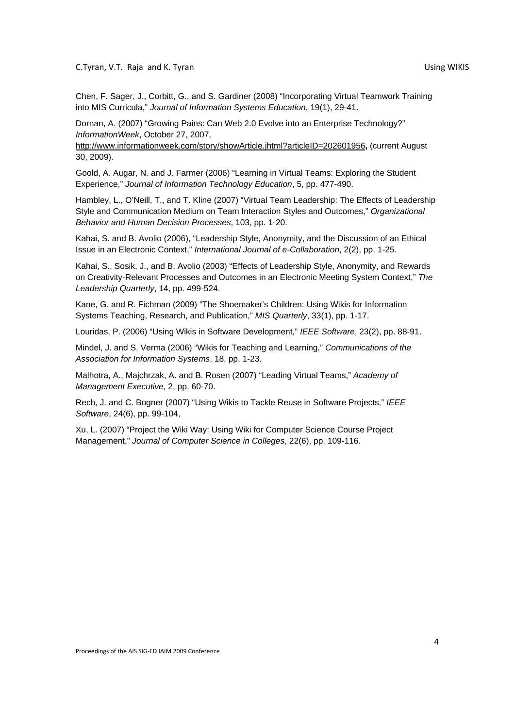Chen, F. Sager, J., Corbitt, G., and S. Gardiner (2008) "Incorporating Virtual Teamwork Training into MIS Curricula," *Journal of Information Systems Education*, 19(1), 29-41.

Dornan, A. (2007) "Growing Pains: Can Web 2.0 Evolve into an Enterprise Technology?" *InformationWeek*, October 27, 2007, http://www.informationweek.com/story/showArticle.jhtml?articleID=202601956**,** (current August 30, 2009).

Goold, A. Augar, N. and J. Farmer (2006) "Learning in Virtual Teams: Exploring the Student Experience," *Journal of Information Technology Education*, 5, pp. 477-490.

Hambley, L., O'Neill, T., and T. Kline (2007) "Virtual Team Leadership: The Effects of Leadership Style and Communication Medium on Team Interaction Styles and Outcomes," *Organizational Behavior and Human Decision Processes*, 103, pp. 1-20.

Kahai, S. and B. Avolio (2006), "Leadership Style, Anonymity, and the Discussion of an Ethical Issue in an Electronic Context," *International Journal of e-Collaboration*, 2(2), pp. 1-25.

Kahai, S., Sosik, J., and B. Avolio (2003) "Effects of Leadership Style, Anonymity, and Rewards on Creativity-Relevant Processes and Outcomes in an Electronic Meeting System Context," *The Leadership Quarterly*, 14, pp. 499-524.

Kane, G. and R. Fichman (2009) "The Shoemaker's Children: Using Wikis for Information Systems Teaching, Research, and Publication," *MIS Quarterly*, 33(1), pp. 1-17.

Louridas, P. (2006) "Using Wikis in Software Development," *IEEE Software*, 23(2), pp. 88-91.

Mindel, J. and S. Verma (2006) "Wikis for Teaching and Learning," *Communications of the Association for Information Systems*, 18, pp. 1-23.

Malhotra, A., Majchrzak, A. and B. Rosen (2007) "Leading Virtual Teams," *Academy of Management Executive*, 2, pp. 60-70.

Rech, J. and C. Bogner (2007) "Using Wikis to Tackle Reuse in Software Projects," *IEEE Software*, 24(6), pp. 99-104,

Xu, L. (2007) "Project the Wiki Way: Using Wiki for Computer Science Course Project Management," *Journal of Computer Science in Colleges*, 22(6), pp. 109-116.